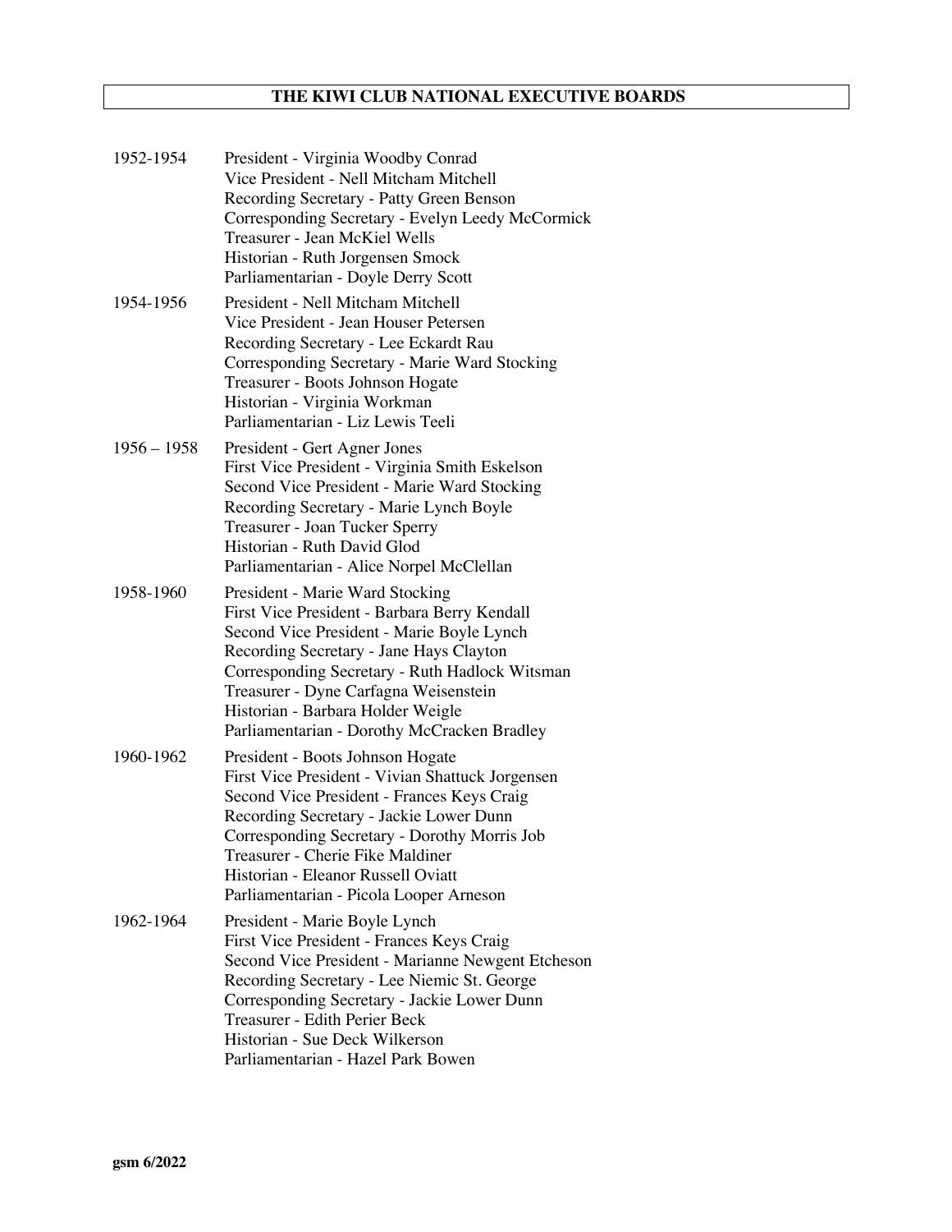# THE KIWI CLUB NATIONAL EXECUTIVE BOARDS

**1952-1954**
President - Virginia Woodby Conrad
Vice President - Nell Mitcham Mitchell
Recording Secretary - Patty Green Benson
Corresponding Secretary - Evelyn Leedy McCormick
Treasurer - Jean McKiel Wells
Historian - Ruth Jorgensen Smock
Parliamentarian - Doyle Derry Scott

**1954-1956**
President - Nell Mitcham Mitchell
Vice President - Jean Houser Petersen
Recording Secretary - Lee Eckardt Rau
Corresponding Secretary - Marie Ward Stocking
Treasurer - Boots Johnson Hogate
Historian - Virginia Workman
Parliamentarian - Liz Lewis Teeli

**1956 – 1958**
President - Gert Agner Jones
First Vice President - Virginia Smith Eskelson
Second Vice President - Marie Ward Stocking
Recording Secretary - Marie Lynch Boyle
Treasurer - Joan Tucker Sperry
Historian - Ruth David Glod
Parliamentarian - Alice Norpel McClellan

**1958-1960**
President - Marie Ward Stocking
First Vice President - Barbara Berry Kendall
Second Vice President - Marie Boyle Lynch
Recording Secretary - Jane Hays Clayton
Corresponding Secretary - Ruth Hadlock Witsman
Treasurer - Dyne Carfagna Weisenstein
Historian - Barbara Holder Weigle
Parliamentarian - Dorothy McCracken Bradley

**1960-1962**
President - Boots Johnson Hogate
First Vice President - Vivian Shattuck Jorgensen
Second Vice President - Frances Keys Craig
Recording Secretary - Jackie Lower Dunn
Corresponding Secretary - Dorothy Morris Job
Treasurer - Cherie Fike Maldiner
Historian - Eleanor Russell Oviatt
Parliamentarian - Picola Looper Arneson

**1962-1964**
President - Marie Boyle Lynch
First Vice President - Frances Keys Craig
Second Vice President - Marianne Newgent Etcheson
Recording Secretary - Lee Niemic St. George
Corresponding Secretary - Jackie Lower Dunn
Treasurer - Edith Perier Beck
Historian - Sue Deck Wilkerson
Parliamentarian - Hazel Park Bowen

**gsm 6/2022**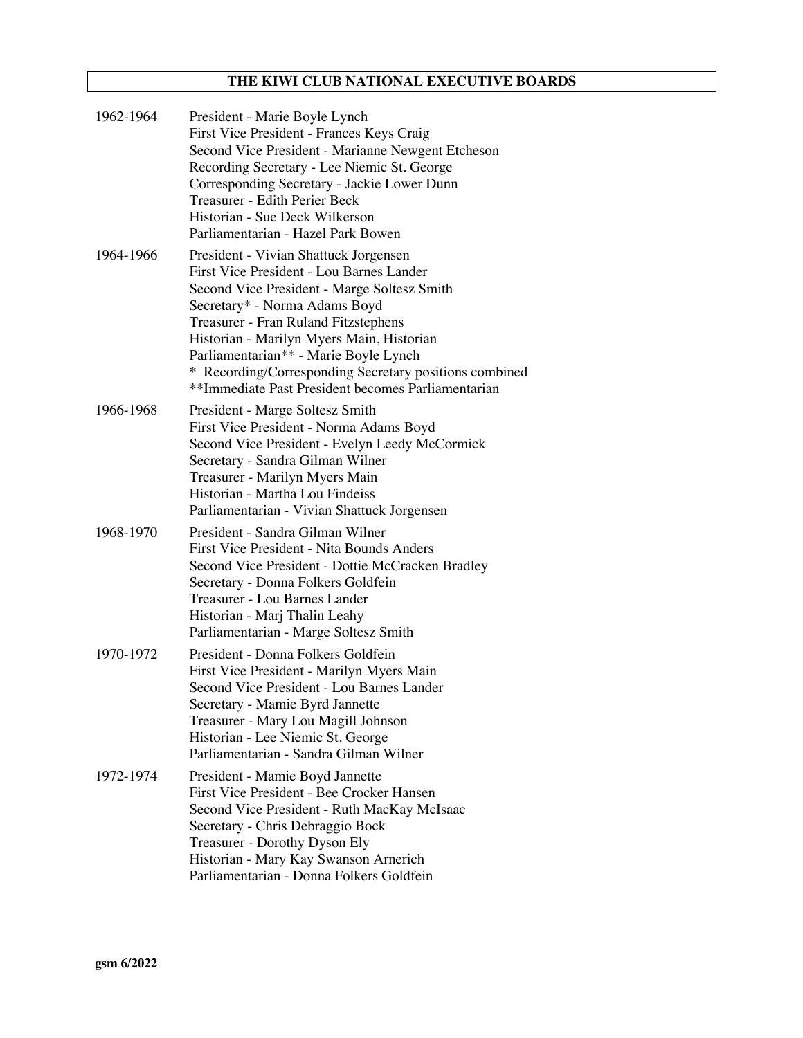## THE KIWI CLUB NATIONAL EXECUTIVE BOARDS

**1962-1964**

President - Marie Boyle Lynch
First Vice President - Frances Keys Craig
Second Vice President - Marianne Newgent Etcheson
Recording Secretary - Lee Niemic St. George
Corresponding Secretary - Jackie Lower Dunn
Treasurer - Edith Perier Beck
Historian - Sue Deck Wilkerson
Parliamentarian - Hazel Park Bowen

**1964-1966**

President - Vivian Shattuck Jorgensen
First Vice President - Lou Barnes Lander
Second Vice President - Marge Soltesz Smith
Secretary* - Norma Adams Boyd
Treasurer - Fran Ruland Fitzstephens
Historian - Marilyn Myers Main, Historian
Parliamentarian** - Marie Boyle Lynch
\* Recording/Corresponding Secretary positions combined
\*\*Immediate Past President becomes Parliamentarian

**1966-1968**

President - Marge Soltesz Smith
First Vice President - Norma Adams Boyd
Second Vice President - Evelyn Leedy McCormick
Secretary - Sandra Gilman Wilner
Treasurer - Marilyn Myers Main
Historian - Martha Lou Findeiss
Parliamentarian - Vivian Shattuck Jorgensen

**1968-1970**

President - Sandra Gilman Wilner
First Vice President - Nita Bounds Anders
Second Vice President - Dottie McCracken Bradley
Secretary - Donna Folkers Goldfein
Treasurer - Lou Barnes Lander
Historian - Marj Thalin Leahy
Parliamentarian - Marge Soltesz Smith

**1970-1972**

President - Donna Folkers Goldfein
First Vice President - Marilyn Myers Main
Second Vice President - Lou Barnes Lander
Secretary - Mamie Byrd Jannette
Treasurer - Mary Lou Magill Johnson
Historian - Lee Niemic St. George
Parliamentarian - Sandra Gilman Wilner

**1972-1974**

President - Mamie Boyd Jannette
First Vice President - Bee Crocker Hansen
Second Vice President - Ruth MacKay McIsaac
Secretary - Chris Debraggio Bock
Treasurer - Dorothy Dyson Ely
Historian - Mary Kay Swanson Arnerich
Parliamentarian - Donna Folkers Goldfein

**gsm 6/2022**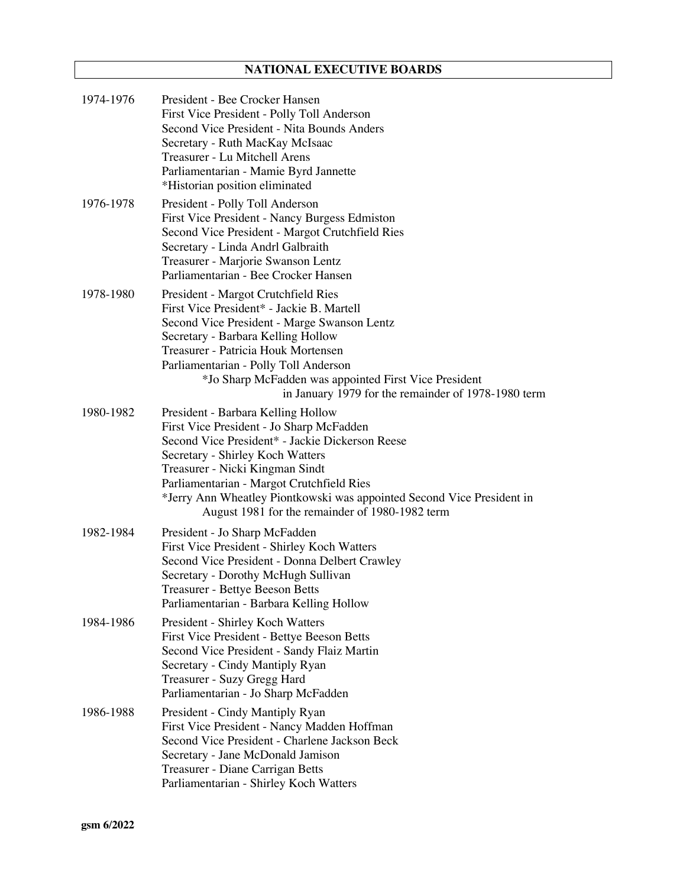## NATIONAL EXECUTIVE BOARDS

**1974-1976**
President - Bee Crocker Hansen
First Vice President - Polly Toll Anderson
Second Vice President - Nita Bounds Anders
Secretary - Ruth MacKay McIsaac
Treasurer - Lu Mitchell Arens
Parliamentarian - Mamie Byrd Jannette
*Historian position eliminated

**1976-1978**
President - Polly Toll Anderson
First Vice President - Nancy Burgess Edmiston
Second Vice President - Margot Crutchfield Ries
Secretary - Linda Andrl Galbraith
Treasurer - Marjorie Swanson Lentz
Parliamentarian - Bee Crocker Hansen

**1978-1980**
President - Margot Crutchfield Ries
First Vice President* - Jackie B. Martell
Second Vice President - Marge Swanson Lentz
Secretary - Barbara Kelling Hollow
Treasurer - Patricia Houk Mortensen
Parliamentarian - Polly Toll Anderson
*Jo Sharp McFadden was appointed First Vice President in January 1979 for the remainder of 1978-1980 term

**1980-1982**
President - Barbara Kelling Hollow
First Vice President - Jo Sharp McFadden
Second Vice President* - Jackie Dickerson Reese
Secretary - Shirley Koch Watters
Treasurer - Nicki Kingman Sindt
Parliamentarian - Margot Crutchfield Ries
*Jerry Ann Wheatley Piontkowski was appointed Second Vice President in August 1981 for the remainder of 1980-1982 term

**1982-1984**
President - Jo Sharp McFadden
First Vice President - Shirley Koch Watters
Second Vice President - Donna Delbert Crawley
Secretary - Dorothy McHugh Sullivan
Treasurer - Bettye Beeson Betts
Parliamentarian - Barbara Kelling Hollow

**1984-1986**
President - Shirley Koch Watters
First Vice President - Bettye Beeson Betts
Second Vice President - Sandy Flaiz Martin
Secretary - Cindy Mantiply Ryan
Treasurer - Suzy Gregg Hard
Parliamentarian - Jo Sharp McFadden

**1986-1988**
President - Cindy Mantiply Ryan
First Vice President - Nancy Madden Hoffman
Second Vice President - Charlene Jackson Beck
Secretary - Jane McDonald Jamison
Treasurer - Diane Carrigan Betts
Parliamentarian - Shirley Koch Watters

gsm 6/2022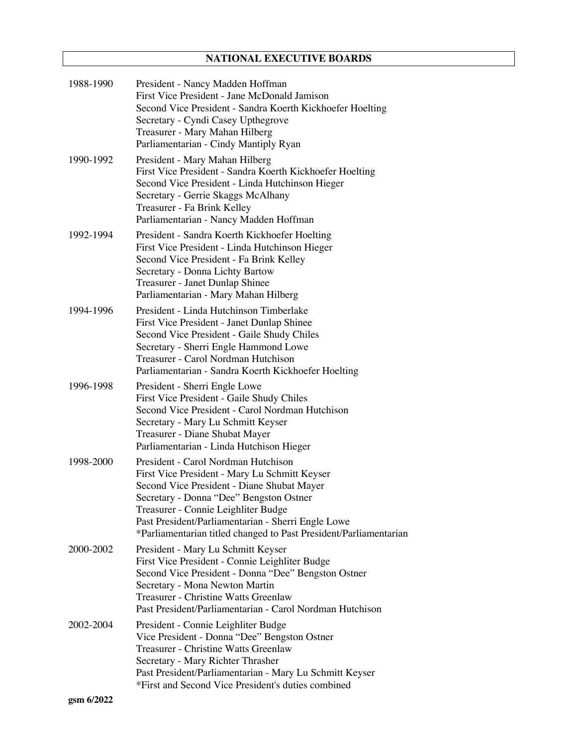## NATIONAL EXECUTIVE BOARDS

**1988-1990**

President - Nancy Madden Hoffman
First Vice President - Jane McDonald Jamison
Second Vice President - Sandra Koerth Kickhoefer Hoelting
Secretary - Cyndi Casey Upthegrove
Treasurer - Mary Mahan Hilberg
Parliamentarian - Cindy Mantiply Ryan

**1990-1992**

President - Mary Mahan Hilberg
First Vice President - Sandra Koerth Kickhoefer Hoelting
Second Vice President - Linda Hutchinson Hieger
Secretary - Gerrie Skaggs McAlhany
Treasurer - Fa Brink Kelley
Parliamentarian - Nancy Madden Hoffman

**1992-1994**

President - Sandra Koerth Kickhoefer Hoelting
First Vice President - Linda Hutchinson Hieger
Second Vice President - Fa Brink Kelley
Secretary - Donna Lichty Bartow
Treasurer - Janet Dunlap Shinee
Parliamentarian - Mary Mahan Hilberg

**1994-1996**

President - Linda Hutchinson Timberlake
First Vice President - Janet Dunlap Shinee
Second Vice President - Gaile Shudy Chiles
Secretary - Sherri Engle Hammond Lowe
Treasurer - Carol Nordman Hutchison
Parliamentarian - Sandra Koerth Kickhoefer Hoelting

**1996-1998**

President - Sherri Engle Lowe
First Vice President - Gaile Shudy Chiles
Second Vice President - Carol Nordman Hutchison
Secretary - Mary Lu Schmitt Keyser
Treasurer - Diane Shubat Mayer
Parliamentarian - Linda Hutchison Hieger

**1998-2000**

President - Carol Nordman Hutchison
First Vice President - Mary Lu Schmitt Keyser
Second Vice President - Diane Shubat Mayer
Secretary - Donna "Dee" Bengston Ostner
Treasurer - Connie Leighliter Budge
Past President/Parliamentarian - Sherri Engle Lowe
*Parliamentarian titled changed to Past President/Parliamentarian

**2000-2002**

President - Mary Lu Schmitt Keyser
First Vice President - Connie Leighliter Budge
Second Vice President - Donna "Dee" Bengston Ostner
Secretary - Mona Newton Martin
Treasurer - Christine Watts Greenlaw
Past President/Parliamentarian - Carol Nordman Hutchison

**2002-2004**

President - Connie Leighliter Budge
Vice President - Donna "Dee" Bengston Ostner
Treasurer - Christine Watts Greenlaw
Secretary - Mary Richter Thrasher
Past President/Parliamentarian - Mary Lu Schmitt Keyser
*First and Second Vice President's duties combined

**gsm 6/2022**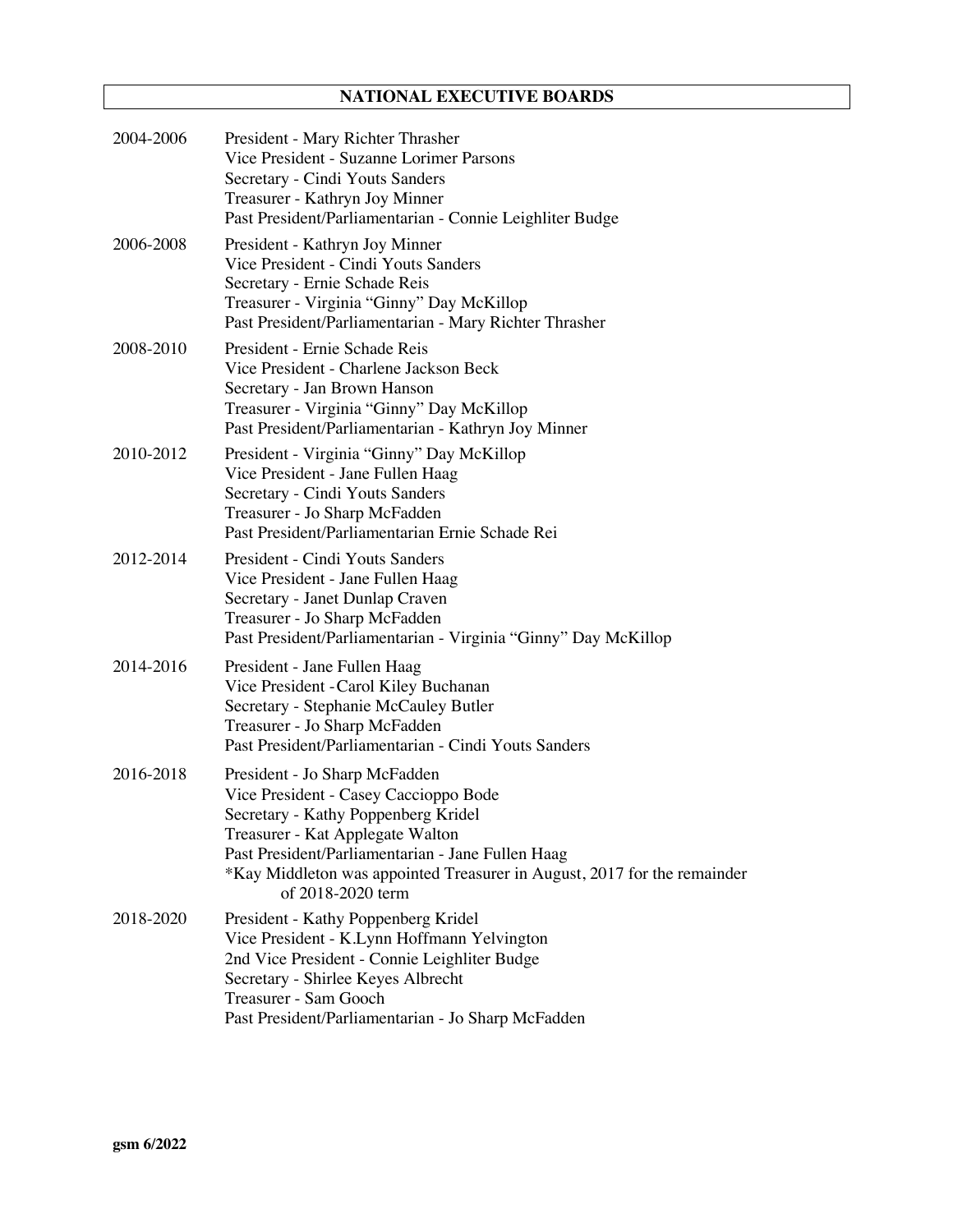## NATIONAL EXECUTIVE BOARDS

2004-2006
President - Mary Richter Thrasher
Vice President - Suzanne Lorimer Parsons
Secretary - Cindi Youts Sanders
Treasurer - Kathryn Joy Minner
Past President/Parliamentarian - Connie Leighliter Budge

2006-2008
President - Kathryn Joy Minner
Vice President - Cindi Youts Sanders
Secretary - Ernie Schade Reis
Treasurer - Virginia "Ginny" Day McKillop
Past President/Parliamentarian - Mary Richter Thrasher

2008-2010
President - Ernie Schade Reis
Vice President - Charlene Jackson Beck
Secretary - Jan Brown Hanson
Treasurer - Virginia "Ginny" Day McKillop
Past President/Parliamentarian - Kathryn Joy Minner

2010-2012
President - Virginia "Ginny" Day McKillop
Vice President - Jane Fullen Haag
Secretary - Cindi Youts Sanders
Treasurer - Jo Sharp McFadden
Past President/Parliamentarian Ernie Schade Rei

2012-2014
President - Cindi Youts Sanders
Vice President - Jane Fullen Haag
Secretary - Janet Dunlap Craven
Treasurer - Jo Sharp McFadden
Past President/Parliamentarian - Virginia "Ginny" Day McKillop

2014-2016
President - Jane Fullen Haag
Vice President -Carol Kiley Buchanan
Secretary - Stephanie McCauley Butler
Treasurer - Jo Sharp McFadden
Past President/Parliamentarian - Cindi Youts Sanders

2016-2018
President - Jo Sharp McFadden
Vice President - Casey Caccioppo Bode
Secretary - Kathy Poppenberg Kridel
Treasurer - Kat Applegate Walton
Past President/Parliamentarian - Jane Fullen Haag
*Kay Middleton was appointed Treasurer in August, 2017 for the remainder of 2018-2020 term

2018-2020
President - Kathy Poppenberg Kridel
Vice President - K.Lynn Hoffmann Yelvington
2nd Vice President - Connie Leighliter Budge
Secretary - Shirlee Keyes Albrecht
Treasurer - Sam Gooch
Past President/Parliamentarian - Jo Sharp McFadden

**gsm 6/2022**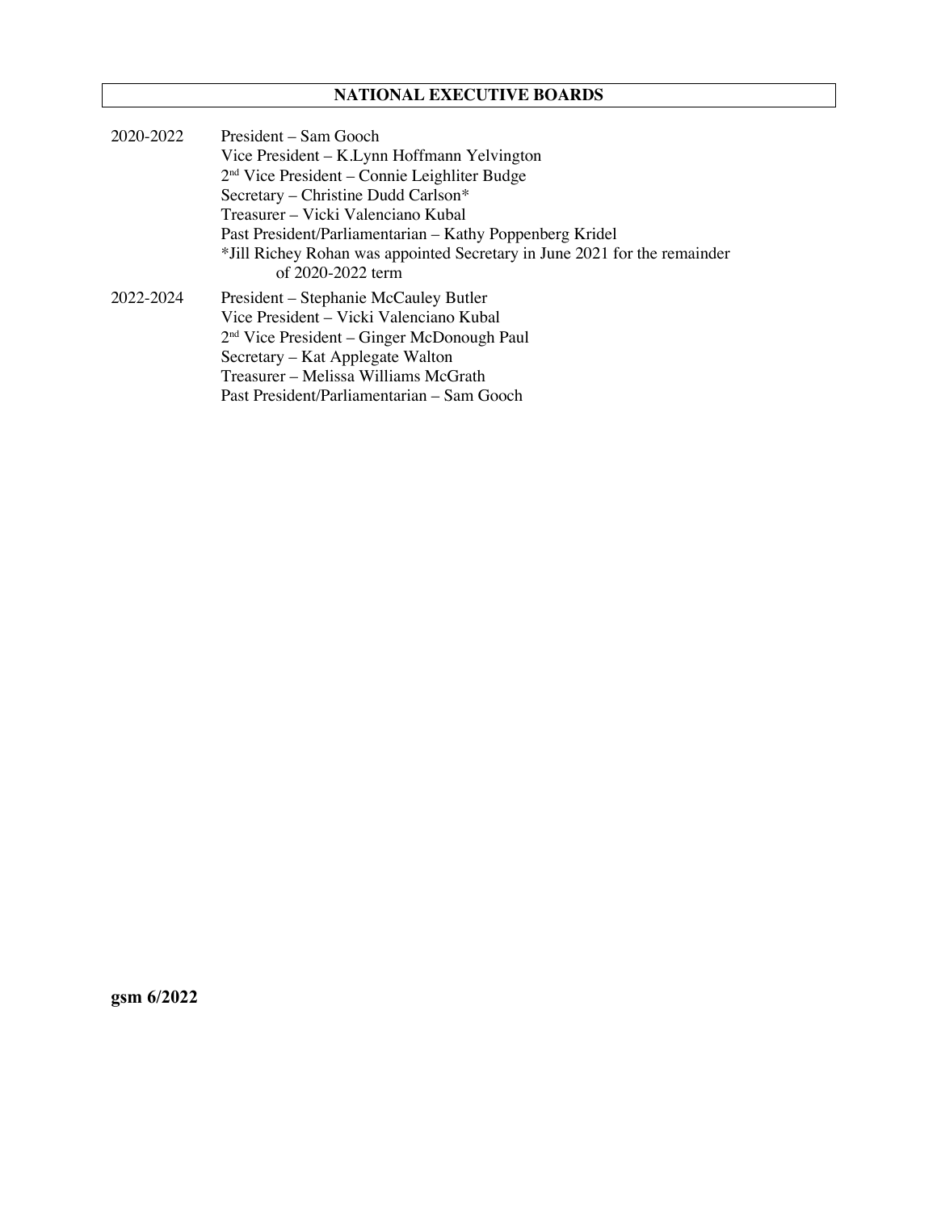## NATIONAL EXECUTIVE BOARDS

| | |
|---|---|
| 2020-2022 | President – Sam Gooch<br>Vice President – K.Lynn Hoffmann Yelvington<br>2nd Vice President – Connie Leighliter Budge<br>Secretary – Christine Dudd Carlson*<br>Treasurer – Vicki Valenciano Kubal<br>Past President/Parliamentarian – Kathy Poppenberg Kridel<br>*Jill Richey Rohan was appointed Secretary in June 2021 for the remainder of 2020-2022 term |
| 2022-2024 | President – Stephanie McCauley Butler<br>Vice President – Vicki Valenciano Kubal<br>2nd Vice President – Ginger McDonough Paul<br>Secretary – Kat Applegate Walton<br>Treasurer – Melissa Williams McGrath<br>Past President/Parliamentarian – Sam Gooch |

**gsm 6/2022**